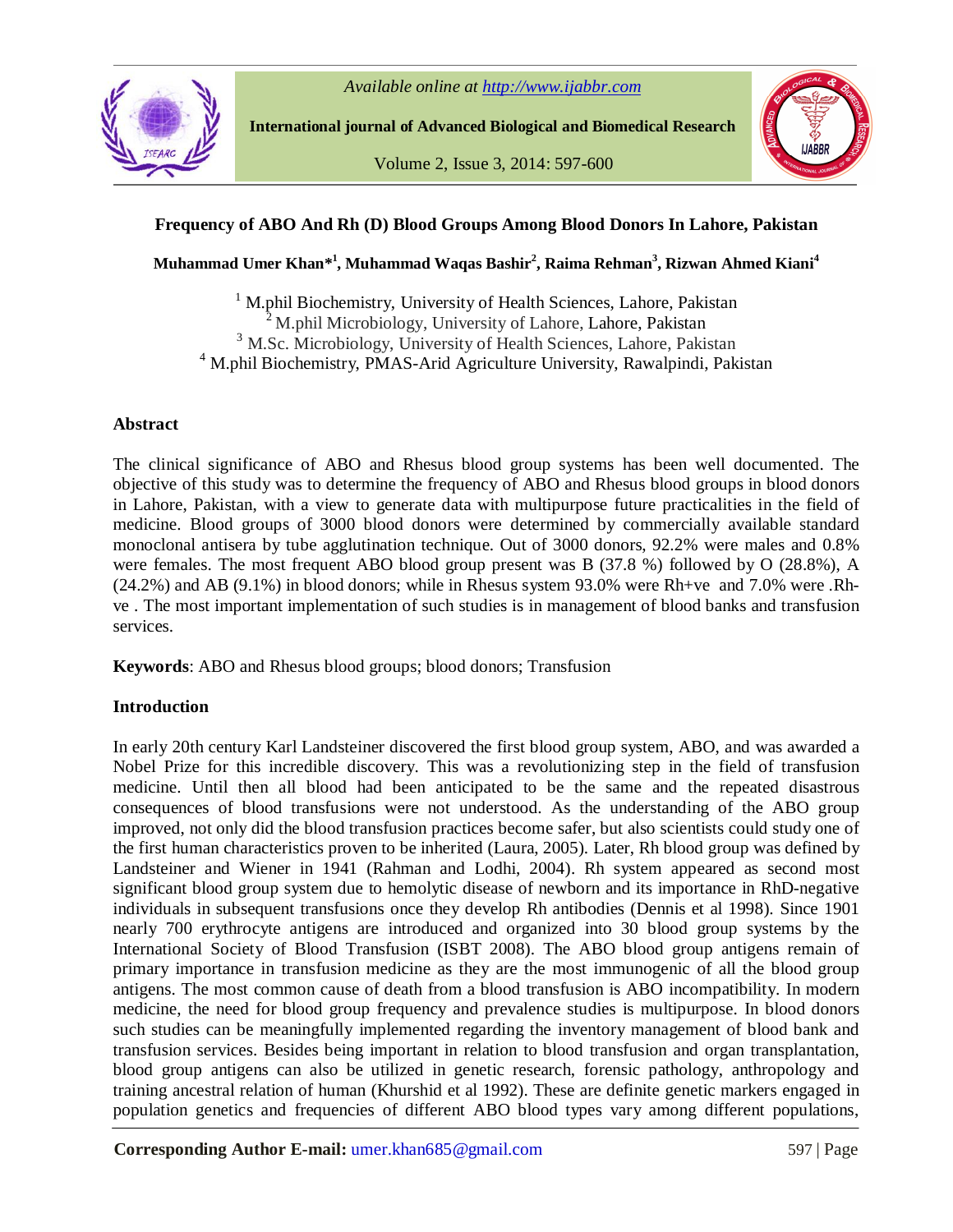# Frequency of ABO And Rh (D) Blood Groups Among Blood Donors In Lahore, Pakistan

**Muhammad Umer Khan*[1], Muhammad Waqas Bashir[2], Raima Rehman[3], Rizwan Ahmed Kiani[4]**

[1] M.phil Biochemistry, University of Health Sciences, Lahore, Pakistan
[2] M.phil Microbiology, University of Lahore, Lahore, Pakistan
[3] M.Sc. Microbiology, University of Health Sciences, Lahore, Pakistan
[4] M.phil Biochemistry, PMAS-Arid Agriculture University, Rawalpindi, Pakistan

## Abstract

The clinical significance of ABO and Rhesus blood group systems has been well documented. The objective of this study was to determine the frequency of ABO and Rhesus blood groups in blood donors in Lahore, Pakistan, with a view to generate data with multipurpose future practicalities in the field of medicine. Blood groups of 3000 blood donors were determined by commercially available standard monoclonal antisera by tube agglutination technique. Out of 3000 donors, 92.2% were males and 0.8% were females. The most frequent ABO blood group present was B (37.8 %) followed by O (28.8%), A (24.2%) and AB (9.1%) in blood donors; while in Rhesus system 93.0% were Rh+ve and 7.0% were .Rh-ve . The most important implementation of such studies is in management of blood banks and transfusion services.

**Keywords**: ABO and Rhesus blood groups; blood donors; Transfusion

## Introduction

In early 20th century Karl Landsteiner discovered the first blood group system, ABO, and was awarded a Nobel Prize for this incredible discovery. This was a revolutionizing step in the field of transfusion medicine. Until then all blood had been anticipated to be the same and the repeated disastrous consequences of blood transfusions were not understood. As the understanding of the ABO group improved, not only did the blood transfusion practices become safer, but also scientists could study one of the first human characteristics proven to be inherited (Laura, 2005). Later, Rh blood group was defined by Landsteiner and Wiener in 1941 (Rahman and Lodhi, 2004). Rh system appeared as second most significant blood group system due to hemolytic disease of newborn and its importance in RhD-negative individuals in subsequent transfusions once they develop Rh antibodies (Dennis et al 1998). Since 1901 nearly 700 erythrocyte antigens are introduced and organized into 30 blood group systems by the International Society of Blood Transfusion (ISBT 2008). The ABO blood group antigens remain of primary importance in transfusion medicine as they are the most immunogenic of all the blood group antigens. The most common cause of death from a blood transfusion is ABO incompatibility. In modern medicine, the need for blood group frequency and prevalence studies is multipurpose. In blood donors such studies can be meaningfully implemented regarding the inventory management of blood bank and transfusion services. Besides being important in relation to blood transfusion and organ transplantation, blood group antigens can also be utilized in genetic research, forensic pathology, anthropology and training ancestral relation of human (Khurshid et al 1992). These are definite genetic markers engaged in population genetics and frequencies of different ABO blood types vary among different populations,

**Corresponding Author E-mail:** umer.khan685@gmail.com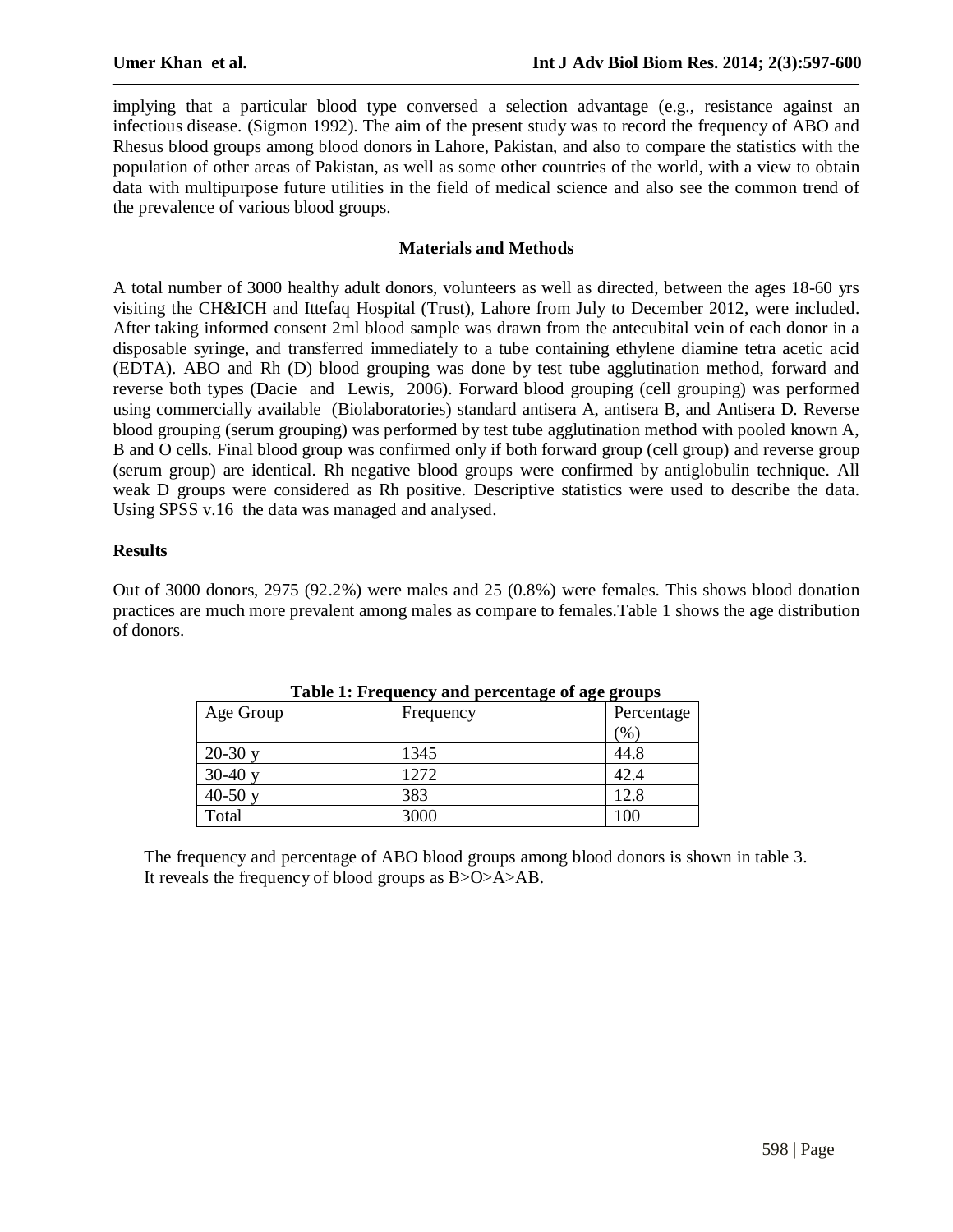implying that a particular blood type conversed a selection advantage (e.g., resistance against an infectious disease. (Sigmon 1992). The aim of the present study was to record the frequency of ABO and Rhesus blood groups among blood donors in Lahore, Pakistan, and also to compare the statistics with the population of other areas of Pakistan, as well as some other countries of the world, with a view to obtain data with multipurpose future utilities in the field of medical science and also see the common trend of the prevalence of various blood groups.

## Materials and Methods

A total number of 3000 healthy adult donors, volunteers as well as directed, between the ages 18-60 yrs visiting the CH&ICH and Ittefaq Hospital (Trust), Lahore from July to December 2012, were included. After taking informed consent 2ml blood sample was drawn from the antecubital vein of each donor in a disposable syringe, and transferred immediately to a tube containing ethylene diamine tetra acetic acid (EDTA). ABO and Rh (D) blood grouping was done by test tube agglutination method, forward and reverse both types (Dacie and Lewis, 2006). Forward blood grouping (cell grouping) was performed using commercially available (Biolaboratories) standard antisera A, antisera B, and Antisera D. Reverse blood grouping (serum grouping) was performed by test tube agglutination method with pooled known A, B and O cells. Final blood group was confirmed only if both forward group (cell group) and reverse group (serum group) are identical. Rh negative blood groups were confirmed by antiglobulin technique. All weak D groups were considered as Rh positive. Descriptive statistics were used to describe the data. Using SPSS v.16 the data was managed and analysed.

## Results

Out of 3000 donors, 2975 (92.2%) were males and 25 (0.8%) were females. This shows blood donation practices are much more prevalent among males as compare to females.Table 1 shows the age distribution of donors.

**Table 1: Frequency and percentage of age groups**

| Age Group | Frequency | Percentage (%) |
|---|---|---|
| 20-30 y | 1345 | 44.8 |
| 30-40 y | 1272 | 42.4 |
| 40-50 y | 383 | 12.8 |
| Total | 3000 | 100 |

The frequency and percentage of ABO blood groups among blood donors is shown in table 3. It reveals the frequency of blood groups as B>O>A>AB.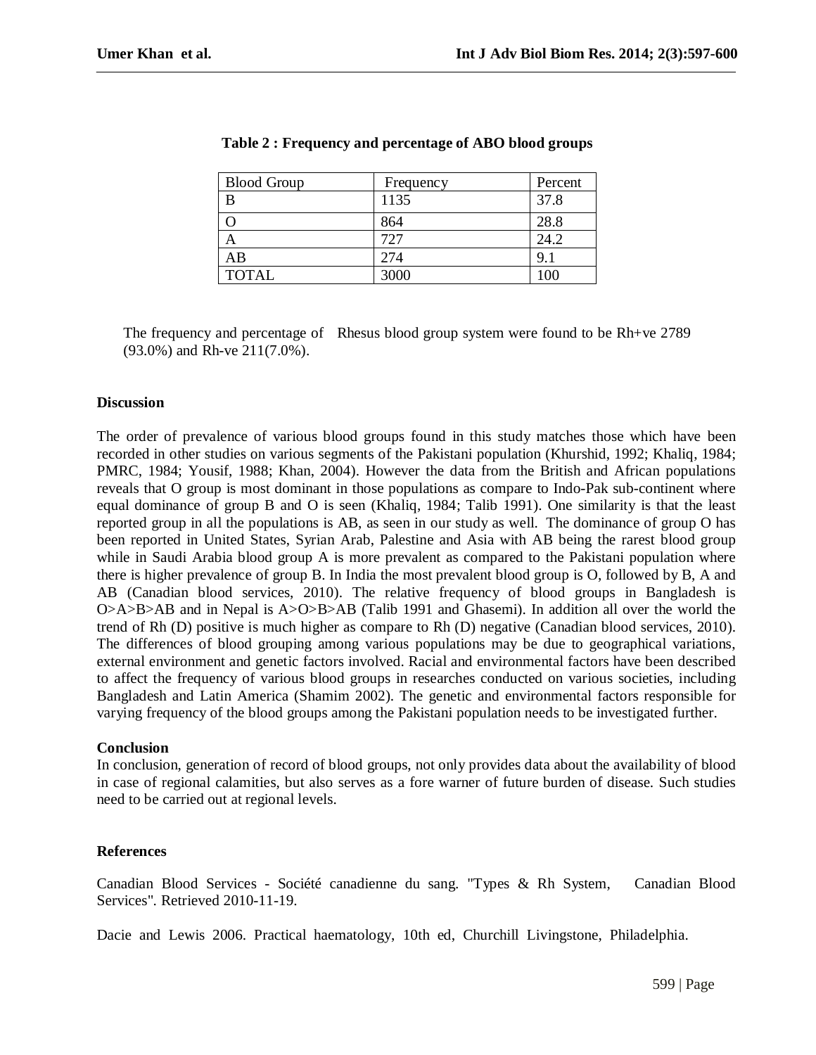**Table 2 : Frequency and percentage of ABO blood groups**

| Blood Group | Frequency | Percent |
|---|---|---|
| B | 1135 | 37.8 |
| O | 864 | 28.8 |
| A | 727 | 24.2 |
| AB | 274 | 9.1 |
| TOTAL | 3000 | 100 |

The frequency and percentage of Rhesus blood group system were found to be Rh+ve 2789 (93.0%) and Rh-ve 211(7.0%).

**Discussion**

The order of prevalence of various blood groups found in this study matches those which have been recorded in other studies on various segments of the Pakistani population (Khurshid, 1992; Khaliq, 1984; PMRC, 1984; Yousif, 1988; Khan, 2004). However the data from the British and African populations reveals that O group is most dominant in those populations as compare to Indo-Pak sub-continent where equal dominance of group B and O is seen (Khaliq, 1984; Talib 1991). One similarity is that the least reported group in all the populations is AB, as seen in our study as well. The dominance of group O has been reported in United States, Syrian Arab, Palestine and Asia with AB being the rarest blood group while in Saudi Arabia blood group A is more prevalent as compared to the Pakistani population where there is higher prevalence of group B. In India the most prevalent blood group is O, followed by B, A and AB (Canadian blood services, 2010). The relative frequency of blood groups in Bangladesh is O>A>B>AB and in Nepal is A>O>B>AB (Talib 1991 and Ghasemi). In addition all over the world the trend of Rh (D) positive is much higher as compare to Rh (D) negative (Canadian blood services, 2010). The differences of blood grouping among various populations may be due to geographical variations, external environment and genetic factors involved. Racial and environmental factors have been described to affect the frequency of various blood groups in researches conducted on various societies, including Bangladesh and Latin America (Shamim 2002). The genetic and environmental factors responsible for varying frequency of the blood groups among the Pakistani population needs to be investigated further.

**Conclusion**

In conclusion, generation of record of blood groups, not only provides data about the availability of blood in case of regional calamities, but also serves as a fore warner of future burden of disease. Such studies need to be carried out at regional levels.

**References**

Canadian Blood Services - Société canadienne du sang. "Types & Rh System, Canadian Blood Services". Retrieved 2010-11-19.

Dacie and Lewis 2006. Practical haematology, 10th ed, Churchill Livingstone, Philadelphia.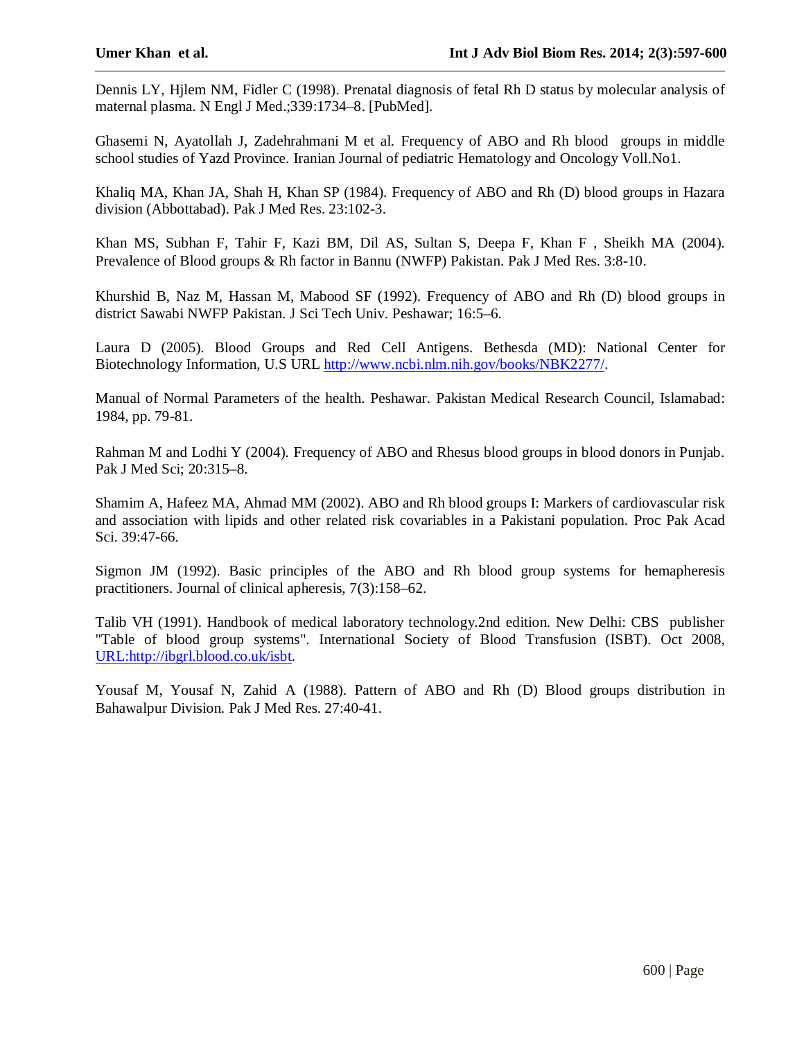Dennis LY, Hjlem NM, Fidler C (1998). Prenatal diagnosis of fetal Rh D status by molecular analysis of maternal plasma. N Engl J Med.;339:1734–8. [PubMed].

Ghasemi N, Ayatollah J, Zadehrahmani M et al. Frequency of ABO and Rh blood groups in middle school studies of Yazd Province. Iranian Journal of pediatric Hematology and Oncology Voll.No1.

Khaliq MA, Khan JA, Shah H, Khan SP (1984). Frequency of ABO and Rh (D) blood groups in Hazara division (Abbottabad). Pak J Med Res. 23:102-3.

Khan MS, Subhan F, Tahir F, Kazi BM, Dil AS, Sultan S, Deepa F, Khan F , Sheikh MA (2004). Prevalence of Blood groups & Rh factor in Bannu (NWFP) Pakistan. Pak J Med Res. 3:8-10.

Khurshid B, Naz M, Hassan M, Mabood SF (1992). Frequency of ABO and Rh (D) blood groups in district Sawabi NWFP Pakistan. J Sci Tech Univ. Peshawar; 16:5–6.

Laura D (2005). Blood Groups and Red Cell Antigens. Bethesda (MD): National Center for Biotechnology Information, U.S URL http://www.ncbi.nlm.nih.gov/books/NBK2277/.

Manual of Normal Parameters of the health. Peshawar. Pakistan Medical Research Council, Islamabad: 1984, pp. 79-81.

Rahman M and Lodhi Y (2004). Frequency of ABO and Rhesus blood groups in blood donors in Punjab. Pak J Med Sci; 20:315–8.

Shamim A, Hafeez MA, Ahmad MM (2002). ABO and Rh blood groups I: Markers of cardiovascular risk and association with lipids and other related risk covariables in a Pakistani population. Proc Pak Acad Sci. 39:47-66.

Sigmon JM (1992). Basic principles of the ABO and Rh blood group systems for hemapheresis practitioners. Journal of clinical apheresis, 7(3):158–62.

Talib VH (1991). Handbook of medical laboratory technology.2nd edition. New Delhi: CBS publisher "Table of blood group systems". International Society of Blood Transfusion (ISBT). Oct 2008, URL:http://ibgrl.blood.co.uk/isbt.

Yousaf M, Yousaf N, Zahid A (1988). Pattern of ABO and Rh (D) Blood groups distribution in Bahawalpur Division. Pak J Med Res. 27:40-41.